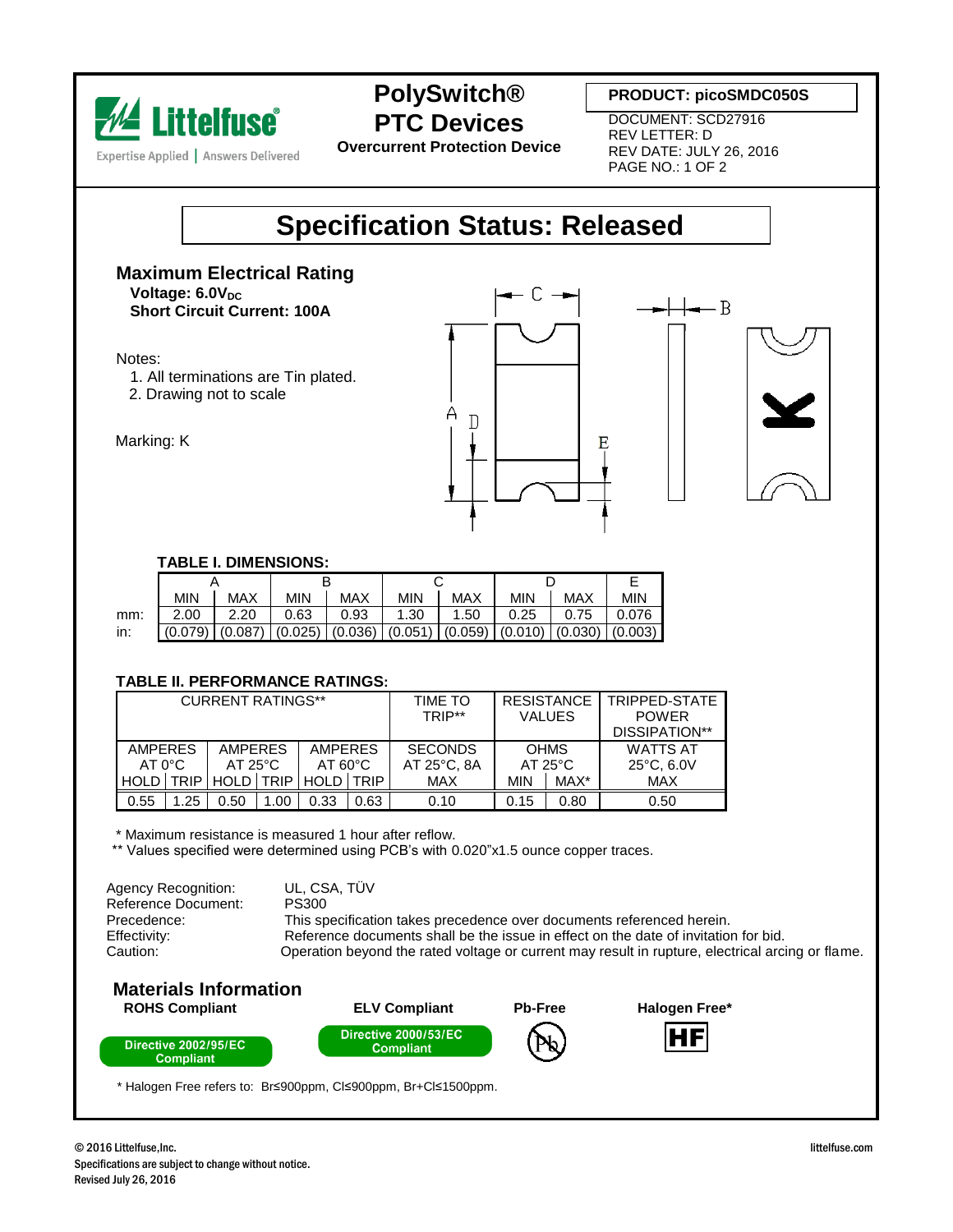Littelfuse® Expertise Applied | Answers Delivered

# PolySwitch® PTC Devices

**Overcurrent Protection Device**

**PRODUCT: picoSMDC050S**

DOCUMENT: SCD27916
REV LETTER: D
REV DATE: JULY 26, 2016
PAGE NO.: 1 OF 2

# Specification Status: Released

## Maximum Electrical Rating

**Voltage: $6.0V_{DC}$**
**Short Circuit Current: 100A**

Notes:
1. All terminations are Tin plated.
2. Drawing not to scale

Marking: K

### TABLE I. DIMENSIONS:

| | A | | B | | C | | D | | E |
|---|---|---|---|---|---|---|---|---|---|
| | MIN | MAX | MIN | MAX | MIN | MAX | MIN | MAX | MIN |
| mm: | 2.00 | 2.20 | 0.63 | 0.93 | 1.30 | 1.50 | 0.25 | 0.75 | 0.076 |
| in: | (0.079) | (0.087) | (0.025) | (0.036) | (0.051) | (0.059) | (0.010) | (0.030) | (0.003) |

### TABLE II. PERFORMANCE RATINGS:

| CURRENT RATINGS** | | | | | | TIME TO TRIP** | RESISTANCE VALUES | | TRIPPED-STATE POWER DISSIPATION** |
|---|---|---|---|---|---|---|---|---|---|
| AMPERES AT 0°C | | AMPERES AT 25°C | | AMPERES AT 60°C | | SECONDS AT 25°C, 8A | OHMS AT 25°C | | WATTS AT 25°C, 6.0V |
| HOLD | TRIP | HOLD | TRIP | HOLD | TRIP | MAX | MIN | MAX* | MAX |
| 0.55 | 1.25 | 0.50 | 1.00 | 0.33 | 0.63 | 0.10 | 0.15 | 0.80 | 0.50 |

\* Maximum resistance is measured 1 hour after reflow.
** Values specified were determined using PCB's with 0.020"x1.5 ounce copper traces.

Agency Recognition: UL, CSA, TÜV
Reference Document: PS300
Precedence: This specification takes precedence over documents referenced herein.
Effectivity: Reference documents shall be the issue in effect on the date of invitation for bid.
Caution: Operation beyond the rated voltage or current may result in rupture, electrical arcing or flame.

## Materials Information

| ROHS Compliant | ELV Compliant | Pb-Free | Halogen Free* |
|---|---|---|---|
| Directive 2002/95/EC Compliant | Directive 2000/53/EC Compliant | Pb | HF |

\* Halogen Free refers to: Br≤900ppm, Cl≤900ppm, Br+Cl≤1500ppm.

© 2016 Littelfuse,Inc.
Specifications are subject to change without notice.
Revised July 26, 2016

littelfuse.com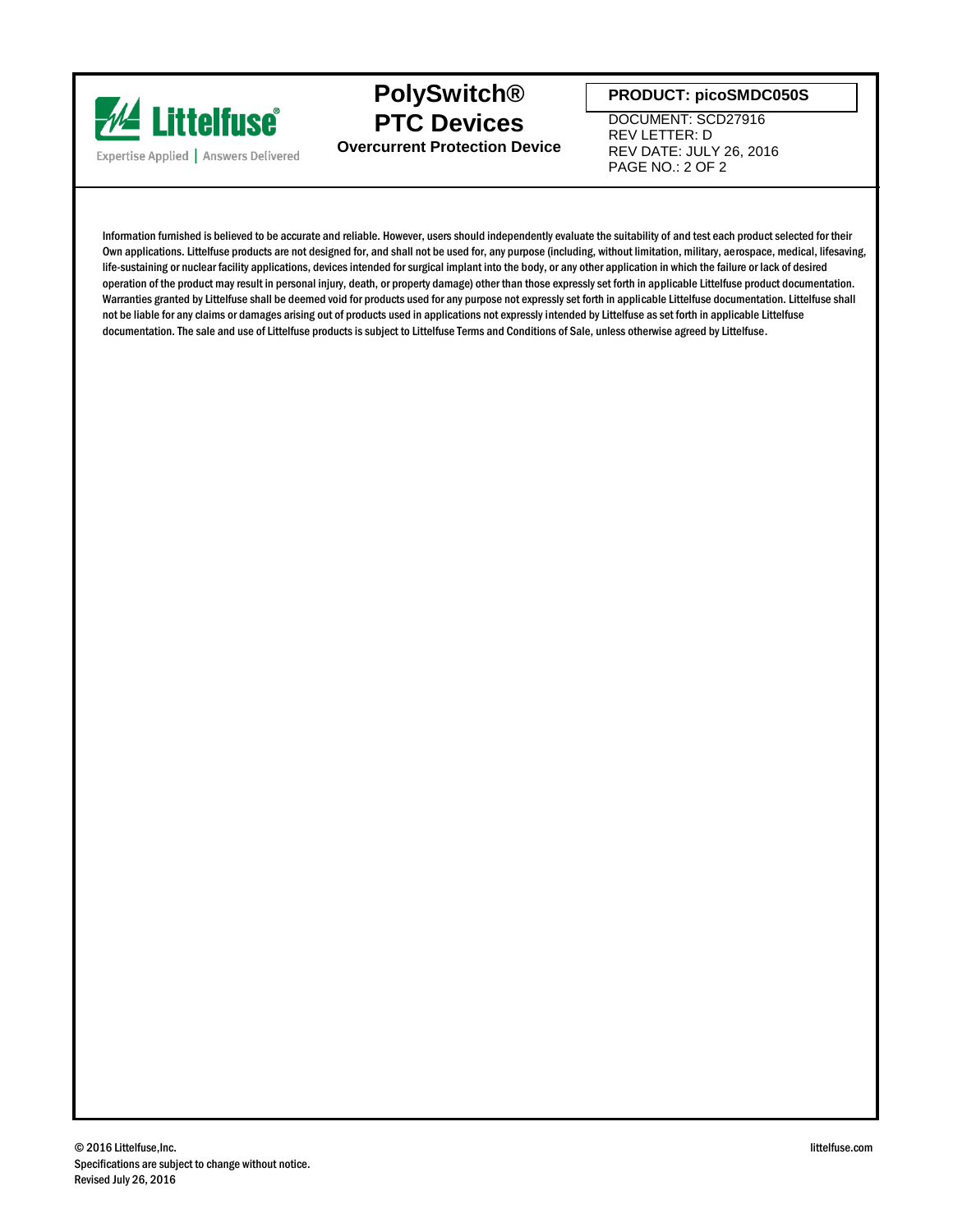Information furnished is believed to be accurate and reliable. However, users should independently evaluate the suitability of and test each product selected for their Own applications. Littelfuse products are not designed for, and shall not be used for, any purpose (including, without limitation, military, aerospace, medical, lifesaving, life-sustaining or nuclear facility applications, devices intended for surgical implant into the body, or any other application in which the failure or lack of desired operation of the product may result in personal injury, death, or property damage) other than those expressly set forth in applicable Littelfuse product documentation. Warranties granted by Littelfuse shall be deemed void for products used for any purpose not expressly set forth in applicable Littelfuse documentation. Littelfuse shall not be liable for any claims or damages arising out of products used in applications not expressly intended by Littelfuse as set forth in applicable Littelfuse documentation. The sale and use of Littelfuse products is subject to Littelfuse Terms and Conditions of Sale, unless otherwise agreed by Littelfuse.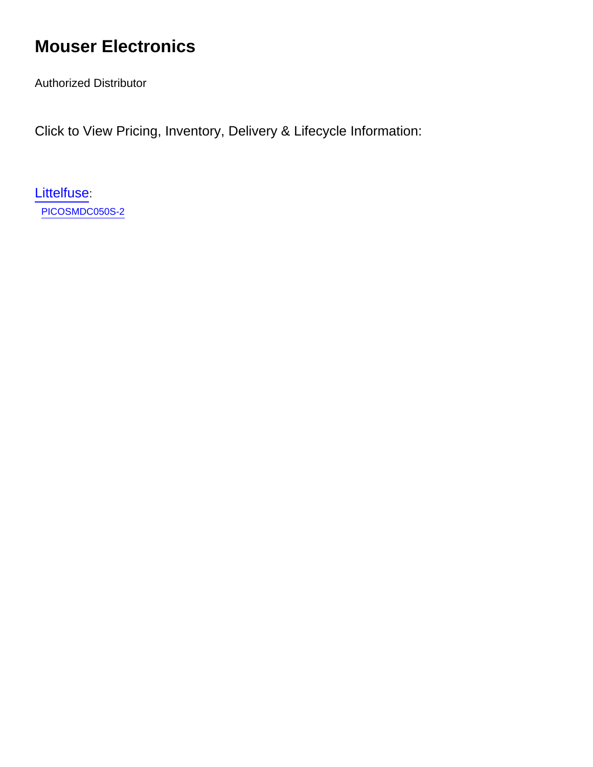# Mouser Electronics

Authorized Distributor

Click to View Pricing, Inventory, Delivery & Lifecycle Information:

Littelfuse:

PICOSMDC050S-2